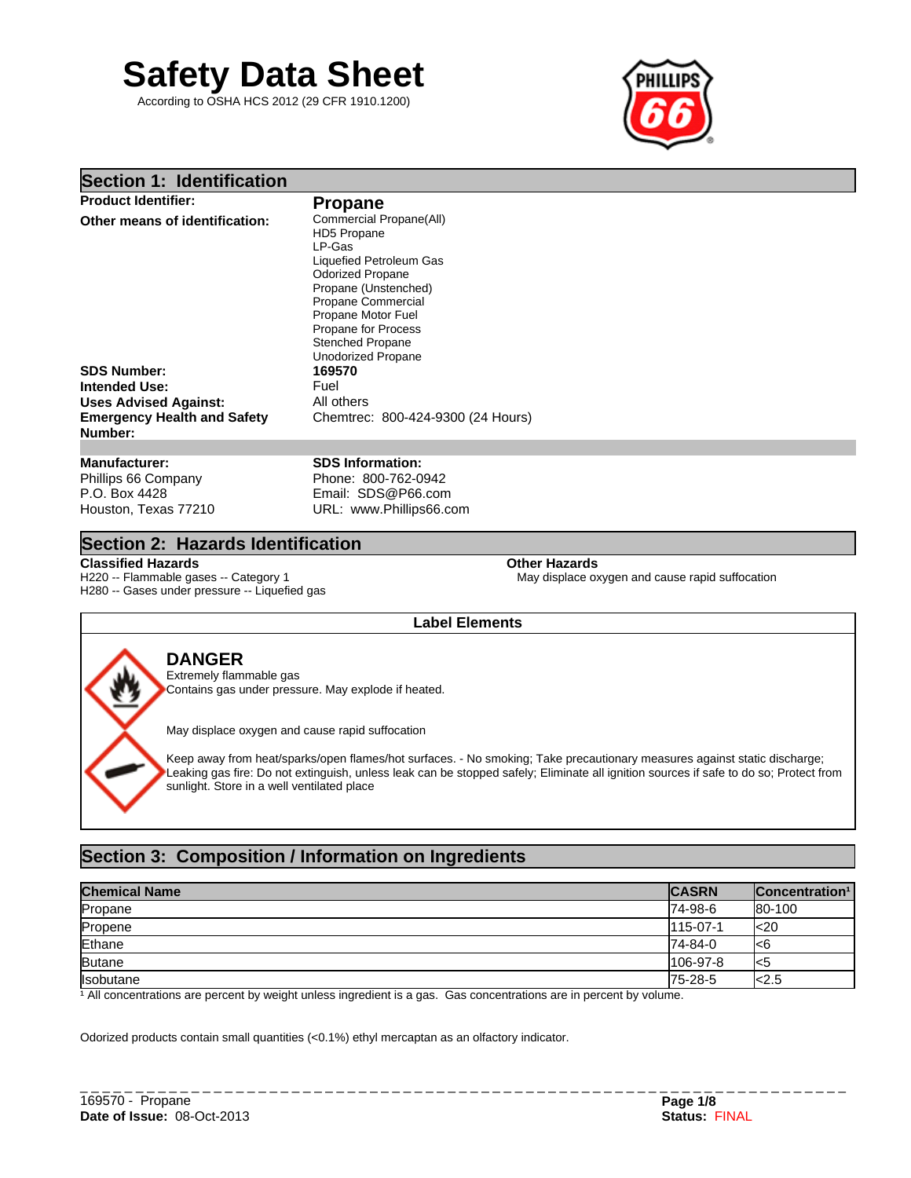# Safety Data Sheet

According to OSHA HCS 2012 (29 CFR 1910.1200)

## Section 1: Identification

**Product Identifier:** **Propane**

**Other means of identification:**
Commercial Propane(All)
HD5 Propane
LP-Gas
Liquefied Petroleum Gas
Odorized Propane
Propane (Unstenched)
Propane Commercial
Propane Motor Fuel
Propane for Process
Stenched Propane
Unodorized Propane

**SDS Number:** **169570**

**Intended Use:** Fuel

**Uses Advised Against:** All others

**Emergency Health and Safety Number:** Chemtrec: 800-424-9300 (24 Hours)

**Manufacturer:**
Phillips 66 Company
P.O. Box 4428
Houston, Texas 77210

**SDS Information:**
Phone: 800-762-0942
Email: SDS@P66.com
URL: www.Phillips66.com

## Section 2: Hazards Identification

**Classified Hazards**
H220 -- Flammable gases -- Category 1
H280 -- Gases under pressure -- Liquefied gas

**Other Hazards**
May displace oxygen and cause rapid suffocation

### Label Elements

**DANGER**

Extremely flammable gas
Contains gas under pressure. May explode if heated.

May displace oxygen and cause rapid suffocation

Keep away from heat/sparks/open flames/hot surfaces. - No smoking; Take precautionary measures against static discharge; Leaking gas fire: Do not extinguish, unless leak can be stopped safely; Eliminate all ignition sources if safe to do so; Protect from sunlight. Store in a well ventilated place

## Section 3: Composition / Information on Ingredients

| Chemical Name | CASRN | Concentration[1] |
|---|---|---|
| Propane | 74-98-6 | 80-100 |
| Propene | 115-07-1 | <20 |
| Ethane | 74-84-0 | <6 |
| Butane | 106-97-8 | <5 |
| Isobutane | 75-28-5 | <2.5 |

[1] All concentrations are percent by weight unless ingredient is a gas. Gas concentrations are in percent by volume.

Odorized products contain small quantities (<0.1%) ethyl mercaptan as an olfactory indicator.

169570 - Propane
**Date of Issue:** 08-Oct-2013
**Status:** FINAL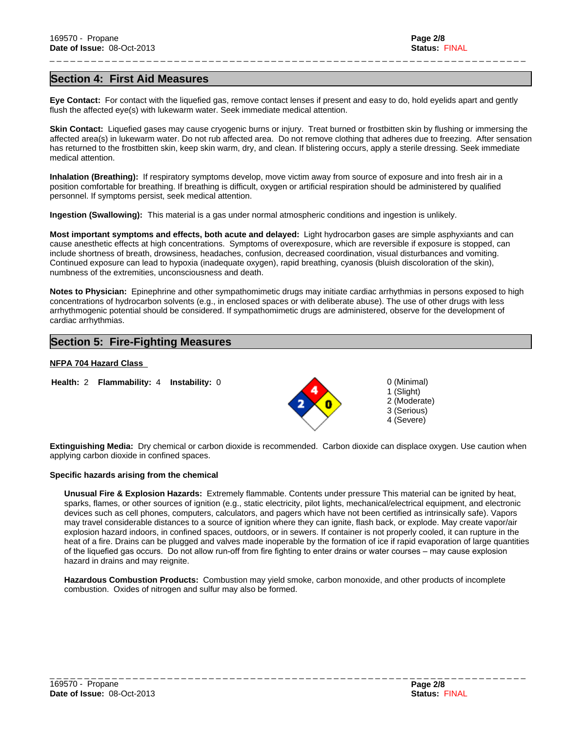## Section 4: First Aid Measures

**Eye Contact:** For contact with the liquefied gas, remove contact lenses if present and easy to do, hold eyelids apart and gently flush the affected eye(s) with lukewarm water. Seek immediate medical attention.

**Skin Contact:** Liquefied gases may cause cryogenic burns or injury. Treat burned or frostbitten skin by flushing or immersing the affected area(s) in lukewarm water. Do not rub affected area. Do not remove clothing that adheres due to freezing. After sensation has returned to the frostbitten skin, keep skin warm, dry, and clean. If blistering occurs, apply a sterile dressing. Seek immediate medical attention.

**Inhalation (Breathing):** If respiratory symptoms develop, move victim away from source of exposure and into fresh air in a position comfortable for breathing. If breathing is difficult, oxygen or artificial respiration should be administered by qualified personnel. If symptoms persist, seek medical attention.

**Ingestion (Swallowing):** This material is a gas under normal atmospheric conditions and ingestion is unlikely.

**Most important symptoms and effects, both acute and delayed:** Light hydrocarbon gases are simple asphyxiants and can cause anesthetic effects at high concentrations. Symptoms of overexposure, which are reversible if exposure is stopped, can include shortness of breath, drowsiness, headaches, confusion, decreased coordination, visual disturbances and vomiting. Continued exposure can lead to hypoxia (inadequate oxygen), rapid breathing, cyanosis (bluish discoloration of the skin), numbness of the extremities, unconsciousness and death.

**Notes to Physician:** Epinephrine and other sympathomimetic drugs may initiate cardiac arrhythmias in persons exposed to high concentrations of hydrocarbon solvents (e.g., in enclosed spaces or with deliberate abuse). The use of other drugs with less arrhythmogenic potential should be considered. If sympathomimetic drugs are administered, observe for the development of cardiac arrhythmias.

## Section 5: Fire-Fighting Measures

**NFPA 704 Hazard Class**

**Health:** 2 **Flammability:** 4 **Instability:** 0

0 (Minimal)
1 (Slight)
2 (Moderate)
3 (Serious)
4 (Severe)

**Extinguishing Media:** Dry chemical or carbon dioxide is recommended. Carbon dioxide can displace oxygen. Use caution when applying carbon dioxide in confined spaces.

**Specific hazards arising from the chemical**

**Unusual Fire & Explosion Hazards:** Extremely flammable. Contents under pressure This material can be ignited by heat, sparks, flames, or other sources of ignition (e.g., static electricity, pilot lights, mechanical/electrical equipment, and electronic devices such as cell phones, computers, calculators, and pagers which have not been certified as intrinsically safe). Vapors may travel considerable distances to a source of ignition where they can ignite, flash back, or explode. May create vapor/air explosion hazard indoors, in confined spaces, outdoors, or in sewers. If container is not properly cooled, it can rupture in the heat of a fire. Drains can be plugged and valves made inoperable by the formation of ice if rapid evaporation of large quantities of the liquefied gas occurs. Do not allow run-off from fire fighting to enter drains or water courses – may cause explosion hazard in drains and may reignite.

**Hazardous Combustion Products:** Combustion may yield smoke, carbon monoxide, and other products of incomplete combustion. Oxides of nitrogen and sulfur may also be formed.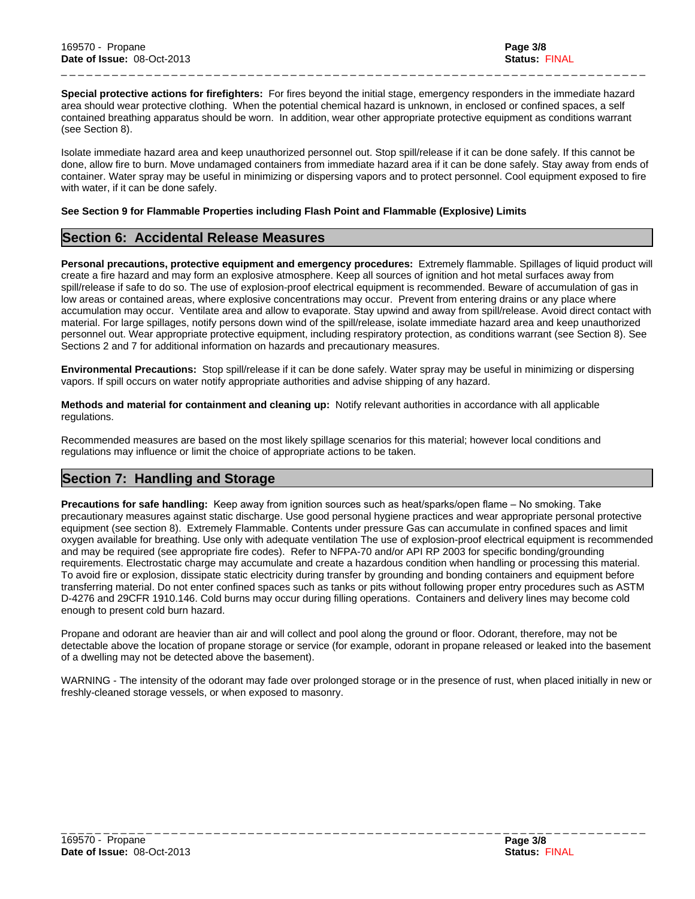**Special protective actions for firefighters:** For fires beyond the initial stage, emergency responders in the immediate hazard area should wear protective clothing. When the potential chemical hazard is unknown, in enclosed or confined spaces, a self contained breathing apparatus should be worn. In addition, wear other appropriate protective equipment as conditions warrant (see Section 8).

Isolate immediate hazard area and keep unauthorized personnel out. Stop spill/release if it can be done safely. If this cannot be done, allow fire to burn. Move undamaged containers from immediate hazard area if it can be done safely. Stay away from ends of container. Water spray may be useful in minimizing or dispersing vapors and to protect personnel. Cool equipment exposed to fire with water, if it can be done safely.

**See Section 9 for Flammable Properties including Flash Point and Flammable (Explosive) Limits**

## Section 6: Accidental Release Measures

**Personal precautions, protective equipment and emergency procedures:** Extremely flammable. Spillages of liquid product will create a fire hazard and may form an explosive atmosphere. Keep all sources of ignition and hot metal surfaces away from spill/release if safe to do so. The use of explosion-proof electrical equipment is recommended. Beware of accumulation of gas in low areas or contained areas, where explosive concentrations may occur. Prevent from entering drains or any place where accumulation may occur. Ventilate area and allow to evaporate. Stay upwind and away from spill/release. Avoid direct contact with material. For large spillages, notify persons down wind of the spill/release, isolate immediate hazard area and keep unauthorized personnel out. Wear appropriate protective equipment, including respiratory protection, as conditions warrant (see Section 8). See Sections 2 and 7 for additional information on hazards and precautionary measures.

**Environmental Precautions:** Stop spill/release if it can be done safely. Water spray may be useful in minimizing or dispersing vapors. If spill occurs on water notify appropriate authorities and advise shipping of any hazard.

**Methods and material for containment and cleaning up:** Notify relevant authorities in accordance with all applicable regulations.

Recommended measures are based on the most likely spillage scenarios for this material; however local conditions and regulations may influence or limit the choice of appropriate actions to be taken.

## Section 7: Handling and Storage

**Precautions for safe handling:** Keep away from ignition sources such as heat/sparks/open flame – No smoking. Take precautionary measures against static discharge. Use good personal hygiene practices and wear appropriate personal protective equipment (see section 8). Extremely Flammable. Contents under pressure Gas can accumulate in confined spaces and limit oxygen available for breathing. Use only with adequate ventilation The use of explosion-proof electrical equipment is recommended and may be required (see appropriate fire codes). Refer to NFPA-70 and/or API RP 2003 for specific bonding/grounding requirements. Electrostatic charge may accumulate and create a hazardous condition when handling or processing this material. To avoid fire or explosion, dissipate static electricity during transfer by grounding and bonding containers and equipment before transferring material. Do not enter confined spaces such as tanks or pits without following proper entry procedures such as ASTM D-4276 and 29CFR 1910.146. Cold burns may occur during filling operations. Containers and delivery lines may become cold enough to present cold burn hazard.

Propane and odorant are heavier than air and will collect and pool along the ground or floor. Odorant, therefore, may not be detectable above the location of propane storage or service (for example, odorant in propane released or leaked into the basement of a dwelling may not be detected above the basement).

WARNING - The intensity of the odorant may fade over prolonged storage or in the presence of rust, when placed initially in new or freshly-cleaned storage vessels, or when exposed to masonry.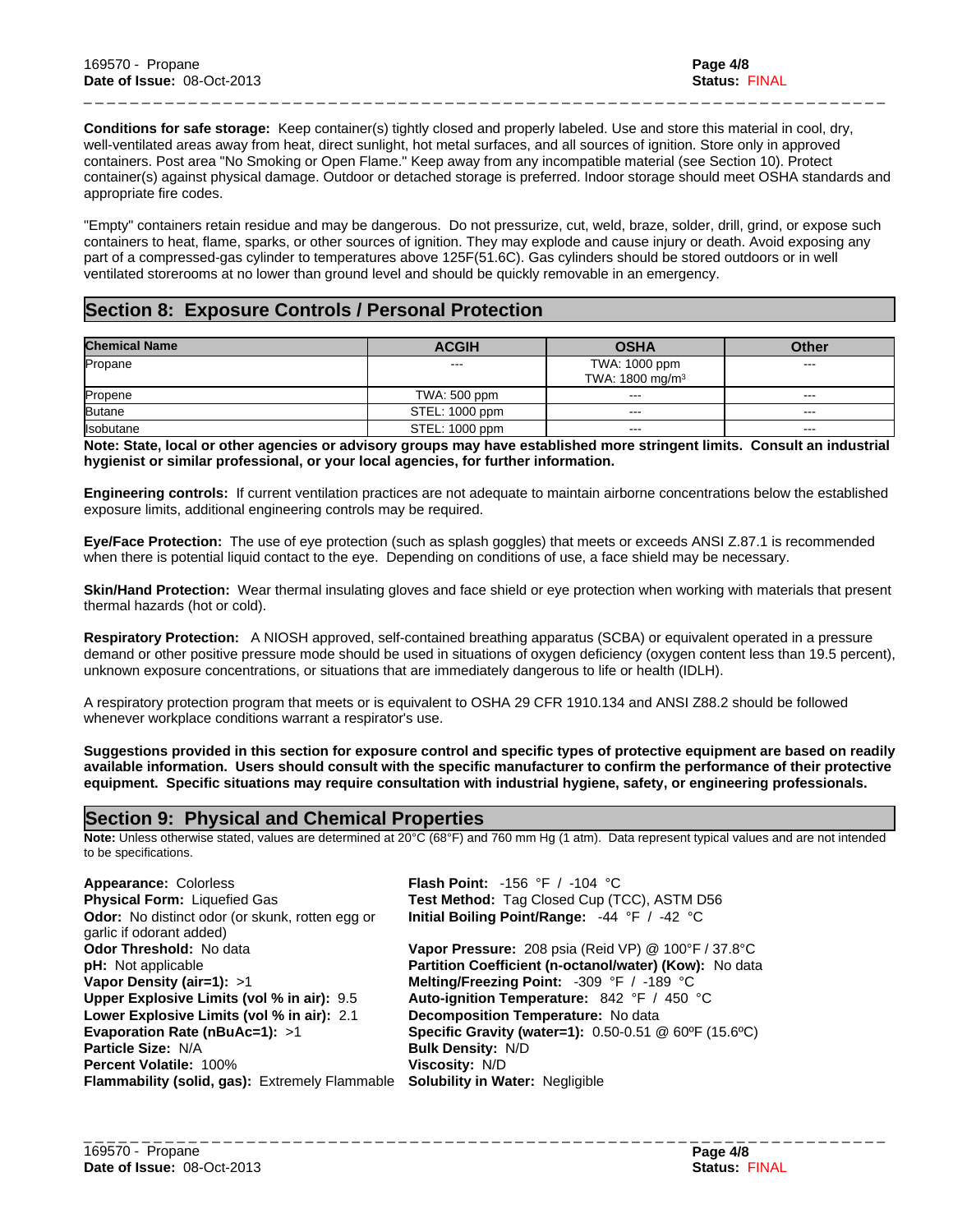**Conditions for safe storage:** Keep container(s) tightly closed and properly labeled. Use and store this material in cool, dry, well-ventilated areas away from heat, direct sunlight, hot metal surfaces, and all sources of ignition. Store only in approved containers. Post area "No Smoking or Open Flame." Keep away from any incompatible material (see Section 10). Protect container(s) against physical damage. Outdoor or detached storage is preferred. Indoor storage should meet OSHA standards and appropriate fire codes.

"Empty" containers retain residue and may be dangerous. Do not pressurize, cut, weld, braze, solder, drill, grind, or expose such containers to heat, flame, sparks, or other sources of ignition. They may explode and cause injury or death. Avoid exposing any part of a compressed-gas cylinder to temperatures above 125F(51.6C). Gas cylinders should be stored outdoors or in well ventilated storerooms at no lower than ground level and should be quickly removable in an emergency.

## Section 8: Exposure Controls / Personal Protection

| Chemical Name | ACGIH | OSHA | Other |
|---|---|---|---|
| Propane | --- | TWA: 1000 ppm<br>TWA: 1800 mg/m³ | --- |
| Propene | TWA: 500 ppm | --- | --- |
| Butane | STEL: 1000 ppm | --- | --- |
| Isobutane | STEL: 1000 ppm | --- | --- |

**Note: State, local or other agencies or advisory groups may have established more stringent limits. Consult an industrial hygienist or similar professional, or your local agencies, for further information.**

**Engineering controls:** If current ventilation practices are not adequate to maintain airborne concentrations below the established exposure limits, additional engineering controls may be required.

**Eye/Face Protection:** The use of eye protection (such as splash goggles) that meets or exceeds ANSI Z.87.1 is recommended when there is potential liquid contact to the eye. Depending on conditions of use, a face shield may be necessary.

**Skin/Hand Protection:** Wear thermal insulating gloves and face shield or eye protection when working with materials that present thermal hazards (hot or cold).

**Respiratory Protection:** A NIOSH approved, self-contained breathing apparatus (SCBA) or equivalent operated in a pressure demand or other positive pressure mode should be used in situations of oxygen deficiency (oxygen content less than 19.5 percent), unknown exposure concentrations, or situations that are immediately dangerous to life or health (IDLH).

A respiratory protection program that meets or is equivalent to OSHA 29 CFR 1910.134 and ANSI Z88.2 should be followed whenever workplace conditions warrant a respirator's use.

**Suggestions provided in this section for exposure control and specific types of protective equipment are based on readily available information. Users should consult with the specific manufacturer to confirm the performance of their protective equipment. Specific situations may require consultation with industrial hygiene, safety, or engineering professionals.**

## Section 9: Physical and Chemical Properties

**Note:** Unless otherwise stated, values are determined at 20°C (68°F) and 760 mm Hg (1 atm). Data represent typical values and are not intended to be specifications.

**Appearance:** Colorless
**Physical Form:** Liquefied Gas
**Odor:** No distinct odor (or skunk, rotten egg or garlic if odorant added)
**Odor Threshold:** No data
**pH:** Not applicable
**Vapor Density (air=1):** >1
**Upper Explosive Limits (vol % in air):** 9.5
**Lower Explosive Limits (vol % in air):** 2.1
**Evaporation Rate (nBuAc=1):** >1
**Particle Size:** N/A
**Percent Volatile:** 100%
**Flammability (solid, gas):** Extremely Flammable

**Flash Point:** -156 °F / -104 °C
**Test Method:** Tag Closed Cup (TCC), ASTM D56
**Initial Boiling Point/Range:** -44 °F / -42 °C

**Vapor Pressure:** 208 psia (Reid VP) @ 100°F / 37.8°C
**Partition Coefficient (n-octanol/water) (Kow):** No data
**Melting/Freezing Point:** -309 °F / -189 °C
**Auto-ignition Temperature:** 842 °F / 450 °C
**Decomposition Temperature:** No data
**Specific Gravity (water=1):** 0.50-0.51 @ 60ºF (15.6ºC)
**Bulk Density:** N/D
**Viscosity:** N/D
**Solubility in Water:** Negligible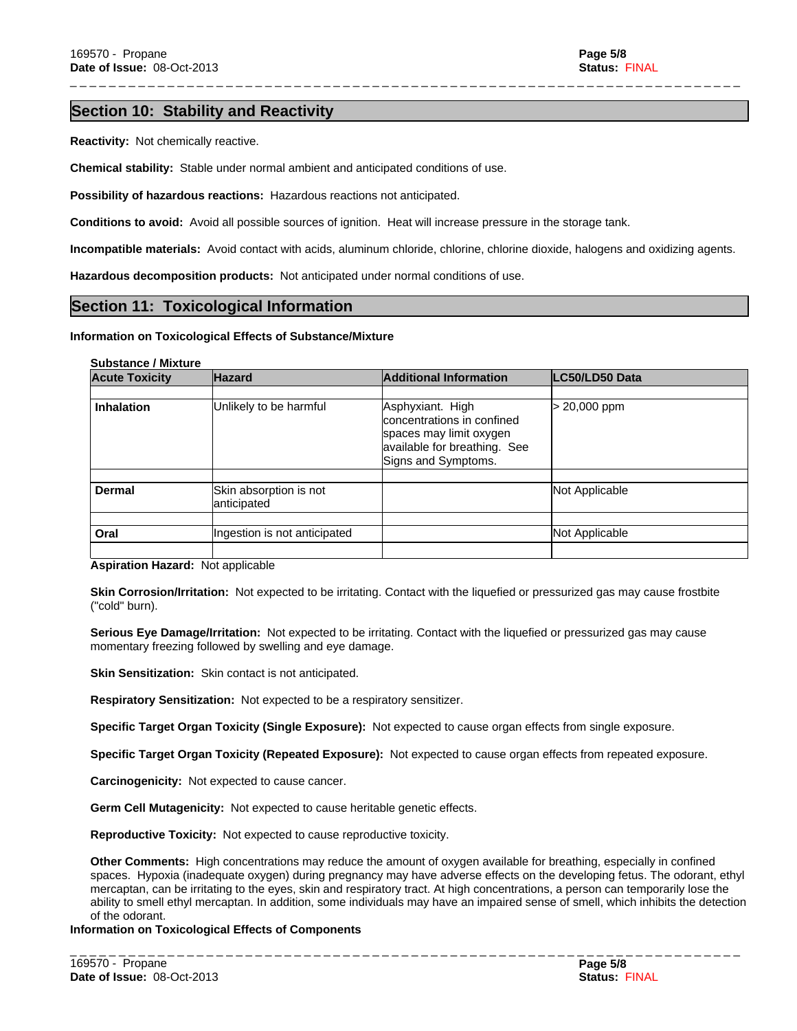## Section 10: Stability and Reactivity

**Reactivity:** Not chemically reactive.

**Chemical stability:** Stable under normal ambient and anticipated conditions of use.

**Possibility of hazardous reactions:** Hazardous reactions not anticipated.

**Conditions to avoid:** Avoid all possible sources of ignition. Heat will increase pressure in the storage tank.

**Incompatible materials:** Avoid contact with acids, aluminum chloride, chlorine, chlorine dioxide, halogens and oxidizing agents.

**Hazardous decomposition products:** Not anticipated under normal conditions of use.

## Section 11: Toxicological Information

**Information on Toxicological Effects of Substance/Mixture**

**Substance / Mixture**

| Acute Toxicity | Hazard | Additional Information | LC50/LD50 Data |
|---|---|---|---|
| **Inhalation** | Unlikely to be harmful | Asphyxiant. High concentrations in confined spaces may limit oxygen available for breathing. See Signs and Symptoms. | > 20,000 ppm |
| **Dermal** | Skin absorption is not anticipated | | Not Applicable |
| **Oral** | Ingestion is not anticipated | | Not Applicable |

**Aspiration Hazard:** Not applicable

**Skin Corrosion/Irritation:** Not expected to be irritating. Contact with the liquefied or pressurized gas may cause frostbite ("cold" burn).

**Serious Eye Damage/Irritation:** Not expected to be irritating. Contact with the liquefied or pressurized gas may cause momentary freezing followed by swelling and eye damage.

**Skin Sensitization:** Skin contact is not anticipated.

**Respiratory Sensitization:** Not expected to be a respiratory sensitizer.

**Specific Target Organ Toxicity (Single Exposure):** Not expected to cause organ effects from single exposure.

**Specific Target Organ Toxicity (Repeated Exposure):** Not expected to cause organ effects from repeated exposure.

**Carcinogenicity:** Not expected to cause cancer.

**Germ Cell Mutagenicity:** Not expected to cause heritable genetic effects.

**Reproductive Toxicity:** Not expected to cause reproductive toxicity.

**Other Comments:** High concentrations may reduce the amount of oxygen available for breathing, especially in confined spaces. Hypoxia (inadequate oxygen) during pregnancy may have adverse effects on the developing fetus. The odorant, ethyl mercaptan, can be irritating to the eyes, skin and respiratory tract. At high concentrations, a person can temporarily lose the ability to smell ethyl mercaptan. In addition, some individuals may have an impaired sense of smell, which inhibits the detection of the odorant.

**Information on Toxicological Effects of Components**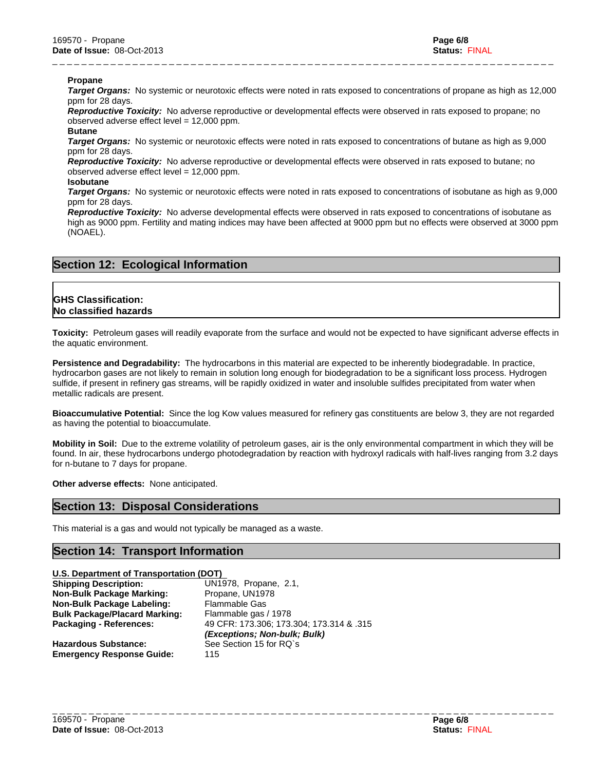**Propane**

***Target Organs:*** No systemic or neurotoxic effects were noted in rats exposed to concentrations of propane as high as 12,000 ppm for 28 days.

***Reproductive Toxicity:*** No adverse reproductive or developmental effects were observed in rats exposed to propane; no observed adverse effect level = 12,000 ppm.

**Butane**

***Target Organs:*** No systemic or neurotoxic effects were noted in rats exposed to concentrations of butane as high as 9,000 ppm for 28 days.

***Reproductive Toxicity:*** No adverse reproductive or developmental effects were observed in rats exposed to butane; no observed adverse effect level = 12,000 ppm.

**Isobutane**

***Target Organs:*** No systemic or neurotoxic effects were noted in rats exposed to concentrations of isobutane as high as 9,000 ppm for 28 days.

***Reproductive Toxicity:*** No adverse developmental effects were observed in rats exposed to concentrations of isobutane as high as 9000 ppm. Fertility and mating indices may have been affected at 9000 ppm but no effects were observed at 3000 ppm (NOAEL).

## Section 12: Ecological Information

**GHS Classification:**
**No classified hazards**

**Toxicity:** Petroleum gases will readily evaporate from the surface and would not be expected to have significant adverse effects in the aquatic environment.

**Persistence and Degradability:** The hydrocarbons in this material are expected to be inherently biodegradable. In practice, hydrocarbon gases are not likely to remain in solution long enough for biodegradation to be a significant loss process. Hydrogen sulfide, if present in refinery gas streams, will be rapidly oxidized in water and insoluble sulfides precipitated from water when metallic radicals are present.

**Bioaccumulative Potential:** Since the log Kow values measured for refinery gas constituents are below 3, they are not regarded as having the potential to bioaccumulate.

**Mobility in Soil:** Due to the extreme volatility of petroleum gases, air is the only environmental compartment in which they will be found. In air, these hydrocarbons undergo photodegradation by reaction with hydroxyl radicals with half-lives ranging from 3.2 days for n-butane to 7 days for propane.

**Other adverse effects:** None anticipated.

## Section 13: Disposal Considerations

This material is a gas and would not typically be managed as a waste.

## Section 14: Transport Information

**U.S. Department of Transportation (DOT)**

| | |
|---|---|
| **Shipping Description:** | UN1978, Propane, 2.1, |
| **Non-Bulk Package Marking:** | Propane, UN1978 |
| **Non-Bulk Package Labeling:** | Flammable Gas |
| **Bulk Package/Placard Marking:** | Flammable gas / 1978 |
| **Packaging - References:** | 49 CFR: 173.306; 173.304; 173.314 & .315 ***(Exceptions; Non-bulk; Bulk)*** |
| **Hazardous Substance:** | See Section 15 for RQ`s |
| **Emergency Response Guide:** | 115 |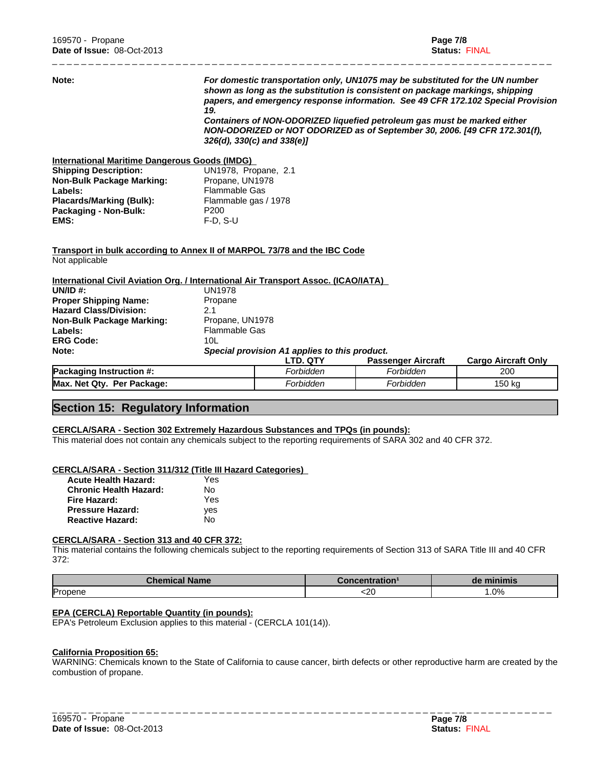**Note:** ***For domestic transportation only, UN1075 may be substituted for the UN number shown as long as the substitution is consistent on package markings, shipping papers, and emergency response information. See 49 CFR 172.102 Special Provision 19.***
***Containers of NON-ODORIZED liquefied petroleum gas must be marked either NON-ODORIZED or NOT ODORIZED as of September 30, 2006. [49 CFR 172.301(f), 326(d), 330(c) and 338(e)]***

**International Maritime Dangerous Goods (IMDG)**

**Shipping Description:** UN1978, Propane, 2.1
**Non-Bulk Package Marking:** Propane, UN1978
**Labels:** Flammable Gas
**Placards/Marking (Bulk):** Flammable gas / 1978
**Packaging - Non-Bulk:** P200
**EMS:** F-D, S-U

**Transport in bulk according to Annex II of MARPOL 73/78 and the IBC Code**
Not applicable

**International Civil Aviation Org. / International Air Transport Assoc. (ICAO/IATA)**

**UN/ID #:** UN1978
**Proper Shipping Name:** Propane
**Hazard Class/Division:** 2.1
**Non-Bulk Package Marking:** Propane, UN1978
**Labels:** Flammable Gas
**ERG Code:** 10L
**Note:** *Special provision A1 applies to this product.*

| | LTD. QTY | Passenger Aircraft | Cargo Aircraft Only |
|---|---|---|---|
| **Packaging Instruction #:** | *Forbidden* | *Forbidden* | 200 |
| **Max. Net Qty. Per Package:** | *Forbidden* | *Forbidden* | 150 kg |

## Section 15: Regulatory Information

**CERCLA/SARA - Section 302 Extremely Hazardous Substances and TPQs (in pounds):**
This material does not contain any chemicals subject to the reporting requirements of SARA 302 and 40 CFR 372.

**CERCLA/SARA - Section 311/312 (Title III Hazard Categories)**

**Acute Health Hazard:** Yes
**Chronic Health Hazard:** No
**Fire Hazard:** Yes
**Pressure Hazard:** yes
**Reactive Hazard:** No

**CERCLA/SARA - Section 313 and 40 CFR 372:**
This material contains the following chemicals subject to the reporting requirements of Section 313 of SARA Title III and 40 CFR 372:

| Chemical Name | Concentration[1] | de minimis |
|---|---|---|
| Propene | <20 | 1.0% |

**EPA (CERCLA) Reportable Quantity (in pounds):**
EPA's Petroleum Exclusion applies to this material - (CERCLA 101(14)).

**California Proposition 65:**
WARNING: Chemicals known to the State of California to cause cancer, birth defects or other reproductive harm are created by the combustion of propane.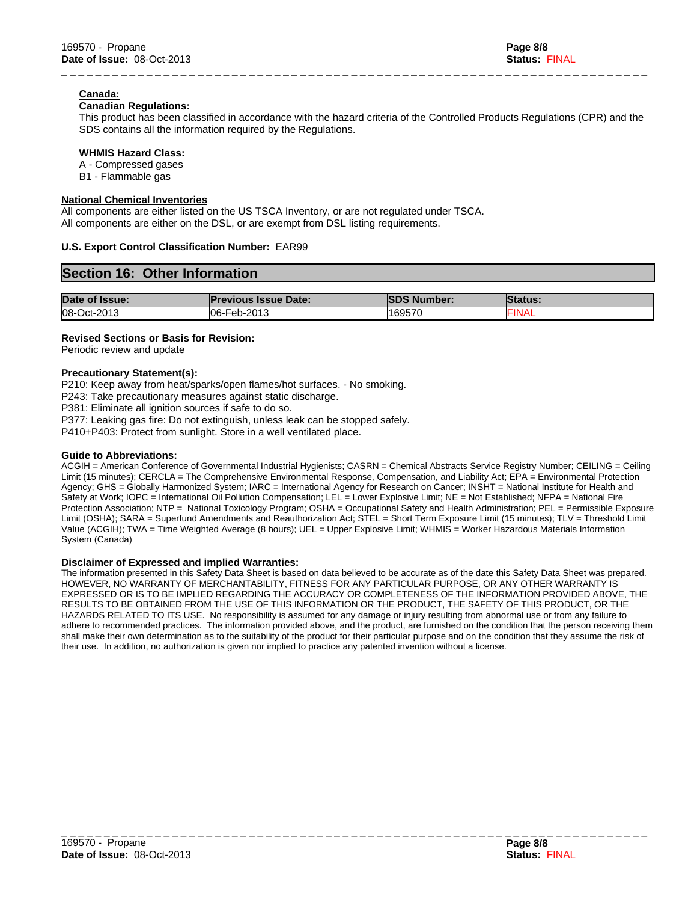**Canada:**

**Canadian Regulations:**

This product has been classified in accordance with the hazard criteria of the Controlled Products Regulations (CPR) and the SDS contains all the information required by the Regulations.

**WHMIS Hazard Class:**

A - Compressed gases
B1 - Flammable gas

**National Chemical Inventories**

All components are either listed on the US TSCA Inventory, or are not regulated under TSCA.
All components are either on the DSL, or are exempt from DSL listing requirements.

**U.S. Export Control Classification Number:** EAR99

## Section 16: Other Information

| Date of Issue: | Previous Issue Date: | SDS Number: | Status: |
|---|---|---|---|
| 08-Oct-2013 | 06-Feb-2013 | 169570 | FINAL |

**Revised Sections or Basis for Revision:**

Periodic review and update

**Precautionary Statement(s):**

P210: Keep away from heat/sparks/open flames/hot surfaces. - No smoking.
P243: Take precautionary measures against static discharge.
P381: Eliminate all ignition sources if safe to do so.
P377: Leaking gas fire: Do not extinguish, unless leak can be stopped safely.
P410+P403: Protect from sunlight. Store in a well ventilated place.

**Guide to Abbreviations:**

ACGIH = American Conference of Governmental Industrial Hygienists; CASRN = Chemical Abstracts Service Registry Number; CEILING = Ceiling Limit (15 minutes); CERCLA = The Comprehensive Environmental Response, Compensation, and Liability Act; EPA = Environmental Protection Agency; GHS = Globally Harmonized System; IARC = International Agency for Research on Cancer; INSHT = National Institute for Health and Safety at Work; IOPC = International Oil Pollution Compensation; LEL = Lower Explosive Limit; NE = Not Established; NFPA = National Fire Protection Association; NTP = National Toxicology Program; OSHA = Occupational Safety and Health Administration; PEL = Permissible Exposure Limit (OSHA); SARA = Superfund Amendments and Reauthorization Act; STEL = Short Term Exposure Limit (15 minutes); TLV = Threshold Limit Value (ACGIH); TWA = Time Weighted Average (8 hours); UEL = Upper Explosive Limit; WHMIS = Worker Hazardous Materials Information System (Canada)

**Disclaimer of Expressed and implied Warranties:**

The information presented in this Safety Data Sheet is based on data believed to be accurate as of the date this Safety Data Sheet was prepared. HOWEVER, NO WARRANTY OF MERCHANTABILITY, FITNESS FOR ANY PARTICULAR PURPOSE, OR ANY OTHER WARRANTY IS EXPRESSED OR IS TO BE IMPLIED REGARDING THE ACCURACY OR COMPLETENESS OF THE INFORMATION PROVIDED ABOVE, THE RESULTS TO BE OBTAINED FROM THE USE OF THIS INFORMATION OR THE PRODUCT, THE SAFETY OF THIS PRODUCT, OR THE HAZARDS RELATED TO ITS USE. No responsibility is assumed for any damage or injury resulting from abnormal use or from any failure to adhere to recommended practices. The information provided above, and the product, are furnished on the condition that the person receiving them shall make their own determination as to the suitability of the product for their particular purpose and on the condition that they assume the risk of their use. In addition, no authorization is given nor implied to practice any patented invention without a license.